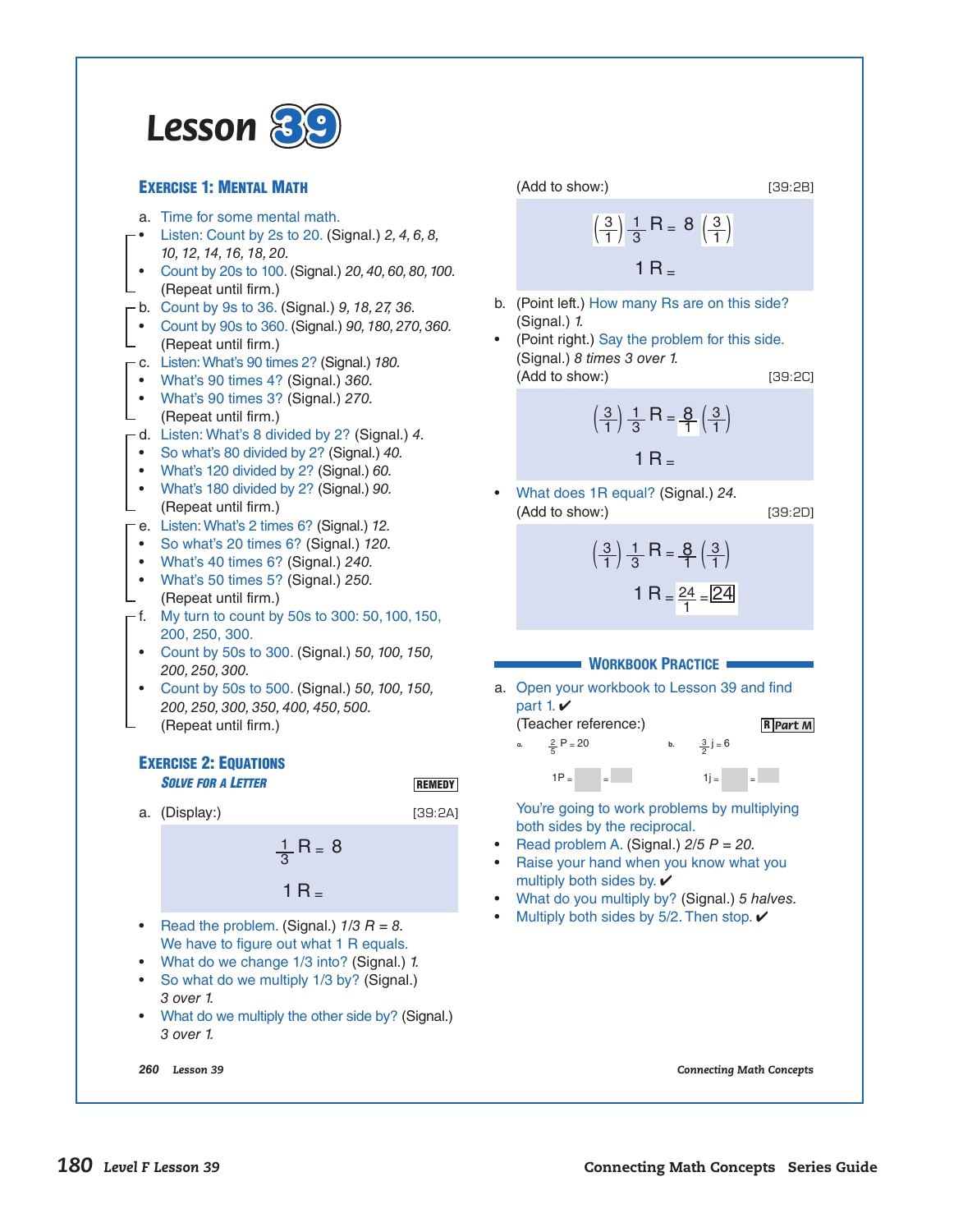# Lesson 39

## Exercise 1: Mental Math

a. Time for some mental math.
- Listen: Count by 2s to 20. (Signal.) *2, 4, 6, 8, 10, 12, 14, 16, 18, 20.*
- Count by 20s to 100. (Signal.) *20, 40, 60, 80, 100.*

(Repeat until firm.)

b. Count by 9s to 36. (Signal.) *9, 18, 27, 36.*
- Count by 90s to 360. (Signal.) *90, 180, 270, 360.*

(Repeat until firm.)

c. Listen: What's 90 times 2? (Signal.) *180.*
- What's 90 times 4? (Signal.) *360.*
- What's 90 times 3? (Signal.) *270.*

(Repeat until firm.)

d. Listen: What's 8 divided by 2? (Signal.) *4.*
- So what's 80 divided by 2? (Signal.) *40.*
- What's 120 divided by 2? (Signal.) *60.*
- What's 180 divided by 2? (Signal.) *90.*

(Repeat until firm.)

e. Listen: What's 2 times 6? (Signal.) *12.*
- So what's 20 times 6? (Signal.) *120.*
- What's 40 times 6? (Signal.) *240.*
- What's 50 times 5? (Signal.) *250.*

(Repeat until firm.)

f. My turn to count by 50s to 300: 50, 100, 150, 200, 250, 300.
- Count by 50s to 300. (Signal.) *50, 100, 150, 200, 250, 300.*
- Count by 50s to 500. (Signal.) *50, 100, 150, 200, 250, 300, 350, 400, 450, 500.*

(Repeat until firm.)

## Exercise 2: Equations

### *Solve for a Letter*

REMEDY

a. (Display:) [39:2A]

$$\frac{1}{3}R = 8$$

$$1R =$$

- Read the problem. (Signal.) *1/3 R = 8.* We have to figure out what 1 R equals.
- What do we change 1/3 into? (Signal.) *1.*
- So what do we multiply 1/3 by? (Signal.) *3 over 1.*
- What do we multiply the other side by? (Signal.) *3 over 1.*

(Add to show:) [39:2B]

$$\left(\frac{3}{1}\right)\frac{1}{3}R = 8\left(\frac{3}{1}\right)$$

$$1R =$$

b. (Point left.) How many Rs are on this side? (Signal.) *1.*
- (Point right.) Say the problem for this side. (Signal.) *8 times 3 over 1.*

(Add to show:) [39:2C]

$$\left(\frac{3}{1}\right)\frac{1}{3}R = \frac{8}{1}\left(\frac{3}{1}\right)$$

$$1R =$$

- What does 1R equal? (Signal.) *24.*

(Add to show:) [39:2D]

$$\left(\frac{3}{1}\right)\frac{1}{3}R = \frac{8}{1}\left(\frac{3}{1}\right)$$

$$1R = \frac{24}{1} = \boxed{24}$$

## Workbook Practice

a. Open your workbook to Lesson 39 and find part 1. ✔

(Teacher reference:) R Part M

a. $\frac{2}{5}P = 20$ $\quad$ $1P = \square = \square$

b. $\frac{3}{2}j = 6$ $\quad$ $1j = \square = \square$

You're going to work problems by multiplying both sides by the reciprocal.
- Read problem A. (Signal.) *2/5 P = 20.*
- Raise your hand when you know what you multiply both sides by. ✔
- What do you multiply by? (Signal.) *5 halves.*
- Multiply both sides by 5/2. Then stop. ✔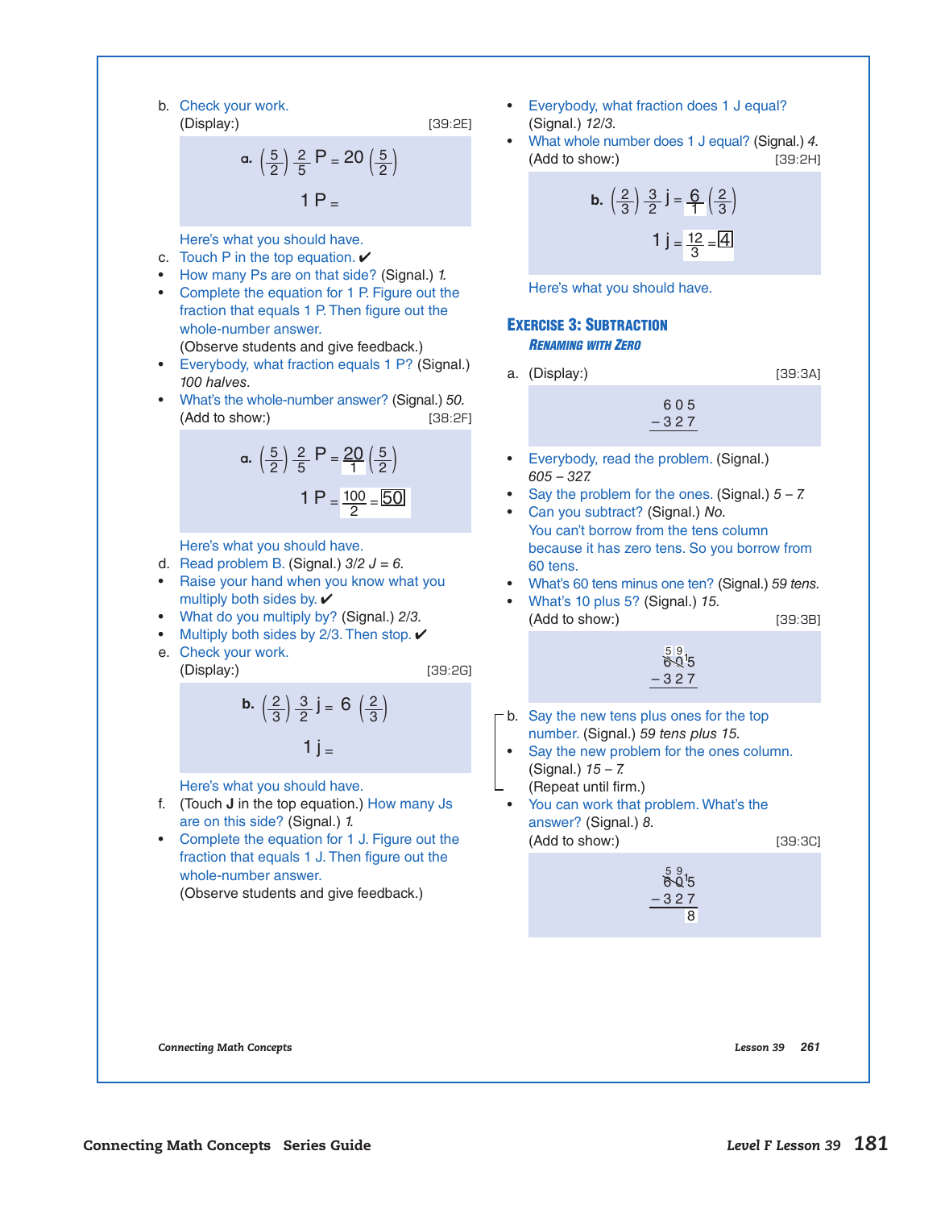b. Check your work.
(Display:) [39:2E]

$$\text{a. } \left(\frac{5}{2}\right)\frac{2}{5}P = 20\left(\frac{5}{2}\right)$$

$$1\,P =$$

Here's what you should have.

c. Touch P in the top equation. ✔

- How many Ps are on that side? (Signal.) *1.*
- Complete the equation for 1 P. Figure out the fraction that equals 1 P. Then figure out the whole-number answer.
(Observe students and give feedback.)
- Everybody, what fraction equals 1 P? (Signal.) *100 halves.*
- What's the whole-number answer? (Signal.) *50.*
(Add to show:) [38:2F]

$$\text{a. } \left(\frac{5}{2}\right)\frac{2}{5}P = \frac{20}{1}\left(\frac{5}{2}\right)$$

$$1\,P = \frac{100}{2} = \boxed{50}$$

Here's what you should have.

d. Read problem B. (Signal.) *3/2 J = 6.*

- Raise your hand when you know what you multiply both sides by. ✔
- What do you multiply by? (Signal.) *2/3.*
- Multiply both sides by 2/3. Then stop. ✔

e. Check your work.
(Display:) [39:2G]

$$\text{b. } \left(\frac{2}{3}\right)\frac{3}{2}j = 6\left(\frac{2}{3}\right)$$

$$1\,j =$$

Here's what you should have.

f. (Touch **J** in the top equation.) How many Js are on this side? (Signal.) *1.*

- Complete the equation for 1 J. Figure out the fraction that equals 1 J. Then figure out the whole-number answer.
(Observe students and give feedback.)
- Everybody, what fraction does 1 J equal? (Signal.) *12/3.*
- What whole number does 1 J equal? (Signal.) *4.*
(Add to show:) [39:2H]

$$\text{b. } \left(\frac{2}{3}\right)\frac{3}{2}j = \frac{6}{1}\left(\frac{2}{3}\right)$$

$$1\,j = \frac{12}{3} = \boxed{4}$$

Here's what you should have.

## Exercise 3: Subtraction

### *Renaming with Zero*

a. (Display:) [39:3A]

```
  6 0 5
– 3 2 7
```

- Everybody, read the problem. (Signal.) *605 – 327.*
- Say the problem for the ones. (Signal.) *5 – 7.*
- Can you subtract? (Signal.) *No.*
You can't borrow from the tens column because it has zero tens. So you borrow from 60 tens.
- What's 60 tens minus one ten? (Signal.) *59 tens.*
- What's 10 plus 5? (Signal.) *15.*
(Add to show:) [39:3B]

```
  5 9
  6̸ 0̸ ¹5
– 3 2 7
```

b. Say the new tens plus ones for the top number. (Signal.) *59 tens plus 15.*

- Say the new problem for the ones column. (Signal.) *15 – 7.*
(Repeat until firm.)
- You can work that problem. What's the answer? (Signal.) *8.*
(Add to show:) [39:3C]

```
  5 9
  6̸ 0̸ ¹5
– 3 2 7
      8
```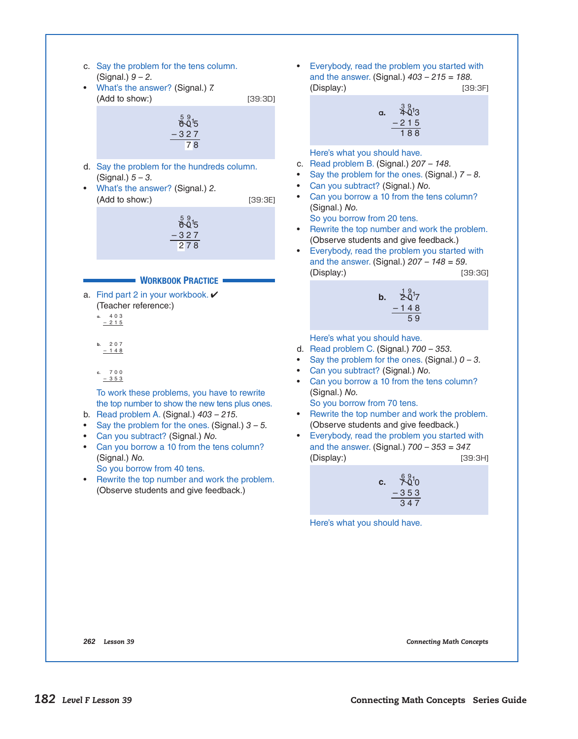c. Say the problem for the tens column.
(Signal.) *9 – 2.*

- What's the answer? (Signal.) *7.*

(Add to show:) [39:3D]

```
  5 9
  8 0 15
– 3 2 7
    7 8
```

d. Say the problem for the hundreds column.
(Signal.) *5 – 3.*

- What's the answer? (Signal.) *2.*

(Add to show:) [39:3E]

```
  5 9
  8 0 15
– 3 2 7
  2 7 8
```

## Workbook Practice

a. Find part 2 in your workbook. ✔
(Teacher reference:)

```
a.   4 0 3
   – 2 1 5

b.   2 0 7
   – 1 4 8

c.   7 0 0
   – 3 5 3
```

To work these problems, you have to rewrite the top number to show the new tens plus ones.

b. Read problem A. (Signal.) *403 – 215.*

- Say the problem for the ones. (Signal.) *3 – 5.*
- Can you subtract? (Signal.) *No.*
- Can you borrow a 10 from the tens column? (Signal.) *No.*
  So you borrow from 40 tens.
- Rewrite the top number and work the problem.
  (Observe students and give feedback.)
- Everybody, read the problem you started with and the answer. (Signal.) *403 – 215 = 188.*
  (Display:) [39:3F]

```
a.  3 9
    4 0 13
  – 2 1 5
    1 8 8
```

Here's what you should have.

c. Read problem B. (Signal.) *207 – 148.*

- Say the problem for the ones. (Signal.) *7 – 8.*
- Can you subtract? (Signal.) *No.*
- Can you borrow a 10 from the tens column? (Signal.) *No.*
  So you borrow from 20 tens.
- Rewrite the top number and work the problem.
  (Observe students and give feedback.)
- Everybody, read the problem you started with and the answer. (Signal.) *207 – 148 = 59.*
  (Display:) [39:3G]

```
b.  1 9
    2 0 17
  – 1 4 8
      5 9
```

Here's what you should have.

d. Read problem C. (Signal.) *700 – 353.*

- Say the problem for the ones. (Signal.) *0 – 3.*
- Can you subtract? (Signal.) *No.*
- Can you borrow a 10 from the tens column? (Signal.) *No.*
  So you borrow from 70 tens.
- Rewrite the top number and work the problem.
  (Observe students and give feedback.)
- Everybody, read the problem you started with and the answer. (Signal.) *700 – 353 = 347.*
  (Display:) [39:3H]

```
c.  6 9
    7 0 10
  – 3 5 3
    3 4 7
```

Here's what you should have.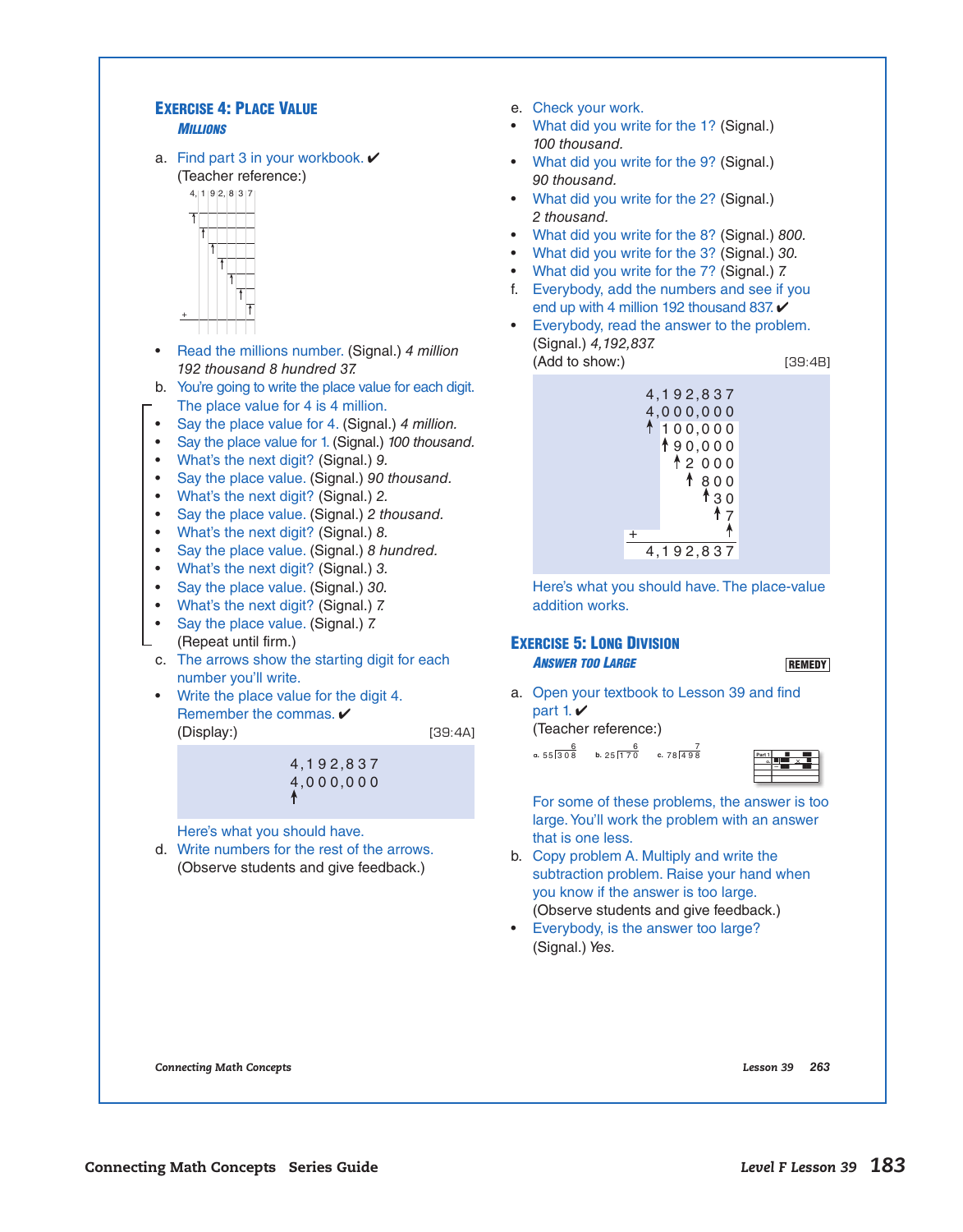### Exercise 4: Place Value

*Millions*

a. Find part 3 in your workbook. ✔

(Teacher reference:)

```
4,|1|9|2,|8|3|7
↑
  ↑
    ↑
      ↑
        ↑
          ↑
+
```

- Read the millions number. (Signal.) *4 million 192 thousand 8 hundred 37.*

b. You're going to write the place value for each digit. The place value for 4 is 4 million.

- Say the place value for 4. (Signal.) *4 million.*
- Say the place value for 1. (Signal.) *100 thousand.*
- What's the next digit? (Signal.) *9.*
- Say the place value. (Signal.) *90 thousand.*
- What's the next digit? (Signal.) *2.*
- Say the place value. (Signal.) *2 thousand.*
- What's the next digit? (Signal.) *8.*
- Say the place value. (Signal.) *8 hundred.*
- What's the next digit? (Signal.) *3.*
- Say the place value. (Signal.) *30.*
- What's the next digit? (Signal.) *7.*
- Say the place value. (Signal.) *7.*

(Repeat until firm.)

c. The arrows show the starting digit for each number you'll write.

- Write the place value for the digit 4. Remember the commas. ✔

(Display:) [39:4A]

```
4,192,837
4,000,000
↑
```

Here's what you should have.

d. Write numbers for the rest of the arrows.

(Observe students and give feedback.)

e. Check your work.

- What did you write for the 1? (Signal.) *100 thousand.*
- What did you write for the 9? (Signal.) *90 thousand.*
- What did you write for the 2? (Signal.) *2 thousand.*
- What did you write for the 8? (Signal.) *800.*
- What did you write for the 3? (Signal.) *30.*
- What did you write for the 7? (Signal.) *7.*

f. Everybody, add the numbers and see if you end up with 4 million 192 thousand 837. ✔

- Everybody, read the answer to the problem. (Signal.) *4,192,837.*

(Add to show:) [39:4B]

```
  4,192,837
  4,000,000
  ↑ 100,000
     ↑90,000
       ↑2,000
          ↑800
           ↑30
            ↑7
+             ↑
  4,192,837
```

Here's what you should have. The place-value addition works.

### Exercise 5: Long Division

*Answer too Large* **REMEDY**

a. Open your textbook to Lesson 39 and find part 1. ✔

(Teacher reference:)

a. $55\overline{)308}$ (6)  b. $25\overline{)170}$ (6)  c. $78\overline{)498}$ (7)

For some of these problems, the answer is too large. You'll work the problem with an answer that is one less.

b. Copy problem A. Multiply and write the subtraction problem. Raise your hand when you know if the answer is too large.

(Observe students and give feedback.)

- Everybody, is the answer too large? (Signal.) *Yes.*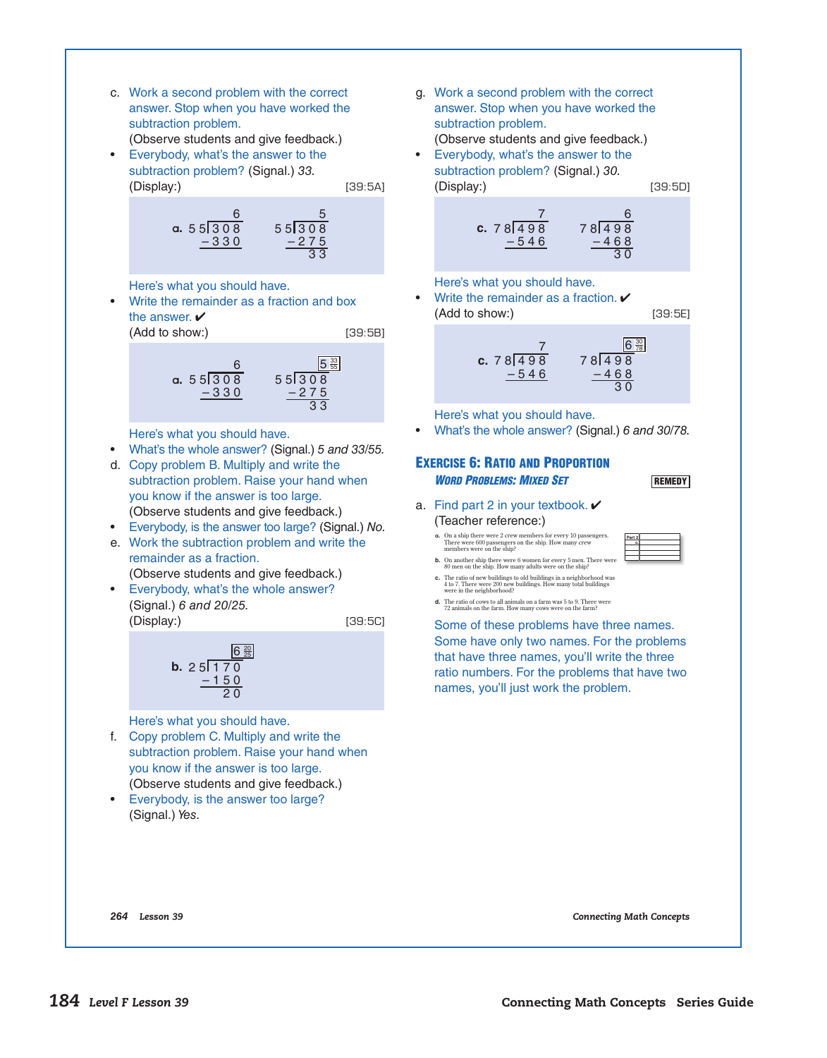c. Work a second problem with the correct answer. Stop when you have worked the subtraction problem.
(Observe students and give feedback.)

- Everybody, what's the answer to the subtraction problem? (Signal.) *33.*

(Display:) [39:5A]

```
              6                  5
a. 5 5|3 0 8       5 5|3 0 8
     – 3 3 0           – 2 7 5
                           3 3
```

Here's what you should have.

- Write the remainder as a fraction and box the answer. ✔

(Add to show:) [39:5B]

```
              6                  5 33/55
a. 5 5|3 0 8       5 5|3 0 8
     – 3 3 0           – 2 7 5
                           3 3
```

Here's what you should have.

- What's the whole answer? (Signal.) *5 and 33/55.*

d. Copy problem B. Multiply and write the subtraction problem. Raise your hand when you know if the answer is too large.
(Observe students and give feedback.)

- Everybody, is the answer too large? (Signal.) *No.*

e. Work the subtraction problem and write the remainder as a fraction.
(Observe students and give feedback.)

- Everybody, what's the whole answer? (Signal.) *6 and 20/25.*

(Display:) [39:5C]

```
              6 20/25
b. 2 5|1 7 0
     – 1 5 0
         2 0
```

Here's what you should have.

f. Copy problem C. Multiply and write the subtraction problem. Raise your hand when you know if the answer is too large.
(Observe students and give feedback.)

- Everybody, is the answer too large? (Signal.) *Yes.*

g. Work a second problem with the correct answer. Stop when you have worked the subtraction problem.
(Observe students and give feedback.)

- Everybody, what's the answer to the subtraction problem? (Signal.) *30.*

(Display:) [39:5D]

```
              7                  6
c. 7 8|4 9 8       7 8|4 9 8
     – 5 4 6           – 4 6 8
                           3 0
```

Here's what you should have.

- Write the remainder as a fraction. ✔

(Add to show:) [39:5E]

```
              7                  6 30/78
c. 7 8|4 9 8       7 8|4 9 8
     – 5 4 6           – 4 6 8
                           3 0
```

Here's what you should have.

- What's the whole answer? (Signal.) *6 and 30/78.*

## EXERCISE 6: RATIO AND PROPORTION

***WORD PROBLEMS: MIXED SET*** **REMEDY**

a. Find part 2 in your textbook. ✔
(Teacher reference:)

> a. On a ship there were 2 crew members for every 10 passengers. There were 600 passengers on the ship. How many crew members were on the ship?
>
> b. On another ship there were 6 women for every 5 men. There were 80 men on the ship. How many adults were on the ship?
>
> c. The ratio of new buildings to old buildings in a neighborhood was 4 to 7. There were 200 new buildings. How many total buildings were in the neighborhood?
>
> d. The ratio of cows to all animals on a farm was 5 to 9. There were 72 animals on the farm. How many cows were on the farm?

Some of these problems have three names. Some have only two names. For the problems that have three names, you'll write the three ratio numbers. For the problems that have two names, you'll just work the problem.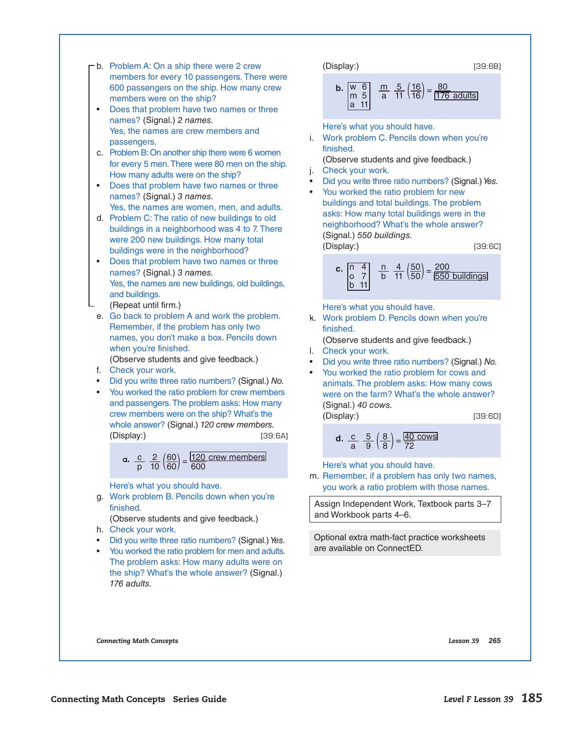b. Problem A: On a ship there were 2 crew members for every 10 passengers. There were 600 passengers on the ship. How many crew members were on the ship?

- Does that problem have two names or three names? (Signal.) *2 names.*
  Yes, the names are crew members and passengers.

c. Problem B: On another ship there were 6 women for every 5 men. There were 80 men on the ship. How many adults were on the ship?

- Does that problem have two names or three names? (Signal.) *3 names.*
  Yes, the names are women, men, and adults.

d. Problem C: The ratio of new buildings to old buildings in a neighborhood was 4 to 7. There were 200 new buildings. How many total buildings were in the neighborhood?

- Does that problem have two names or three names? (Signal.) *3 names.*
  Yes, the names are new buildings, old buildings, and buildings.

(Repeat until firm.)

e. Go back to problem A and work the problem. Remember, if the problem has only two names, you don't make a box. Pencils down when you're finished.
(Observe students and give feedback.)

f. Check your work.

- Did you write three ratio numbers? (Signal.) *No.*
- You worked the ratio problem for crew members and passengers. The problem asks: How many crew members were on the ship? What's the whole answer? (Signal.) *120 crew members.*

(Display:) [39:6A]

a. $\frac{c}{p}\ \frac{2}{10}\left(\frac{60}{60}\right) = \frac{\boxed{120\text{ crew members}}}{600}$

Here's what you should have.

g. Work problem B. Pencils down when you're finished.
(Observe students and give feedback.)

h. Check your work.

- Did you write three ratio numbers? (Signal.) *Yes.*
- You worked the ratio problem for men and adults. The problem asks: How many adults were on the ship? What's the whole answer? (Signal.) *176 adults.*

(Display:) [39:6B]

b.

| | |
|---|---|
| w | 6 |
| m | 5 |
| a | 11 |

$\frac{m}{a}\ \frac{5}{11}\left(\frac{16}{16}\right) = \frac{80}{\boxed{176\text{ adults}}}$

Here's what you should have.

i. Work problem C. Pencils down when you're finished.
(Observe students and give feedback.)

j. Check your work.

- Did you write three ratio numbers? (Signal.) *Yes.*
- You worked the ratio problem for new buildings and total buildings. The problem asks: How many total buildings were in the neighborhood? What's the whole answer? (Signal.) *550 buildings.*

(Display:) [39:6C]

c.

| | |
|---|---|
| n | 4 |
| o | 7 |
| b | 11 |

$\frac{n}{b}\ \frac{4}{11}\left(\frac{50}{50}\right) = \frac{200}{\boxed{550\text{ buildings}}}$

Here's what you should have.

k. Work problem D. Pencils down when you're finished.
(Observe students and give feedback.)

l. Check your work.

- Did you write three ratio numbers? (Signal.) *No.*
- You worked the ratio problem for cows and animals. The problem asks: How many cows were on the farm? What's the whole answer? (Signal.) *40 cows.*

(Display:) [39:6D]

d. $\frac{c}{a}\ \frac{5}{9}\left(\frac{8}{8}\right) = \frac{\boxed{40\text{ cows}}}{72}$

Here's what you should have.

m. Remember, if a problem has only two names, you work a ratio problem with those names.

Assign Independent Work, Textbook parts 3–7 and Workbook parts 4–6.

Optional extra math-fact practice worksheets are available on ConnectED.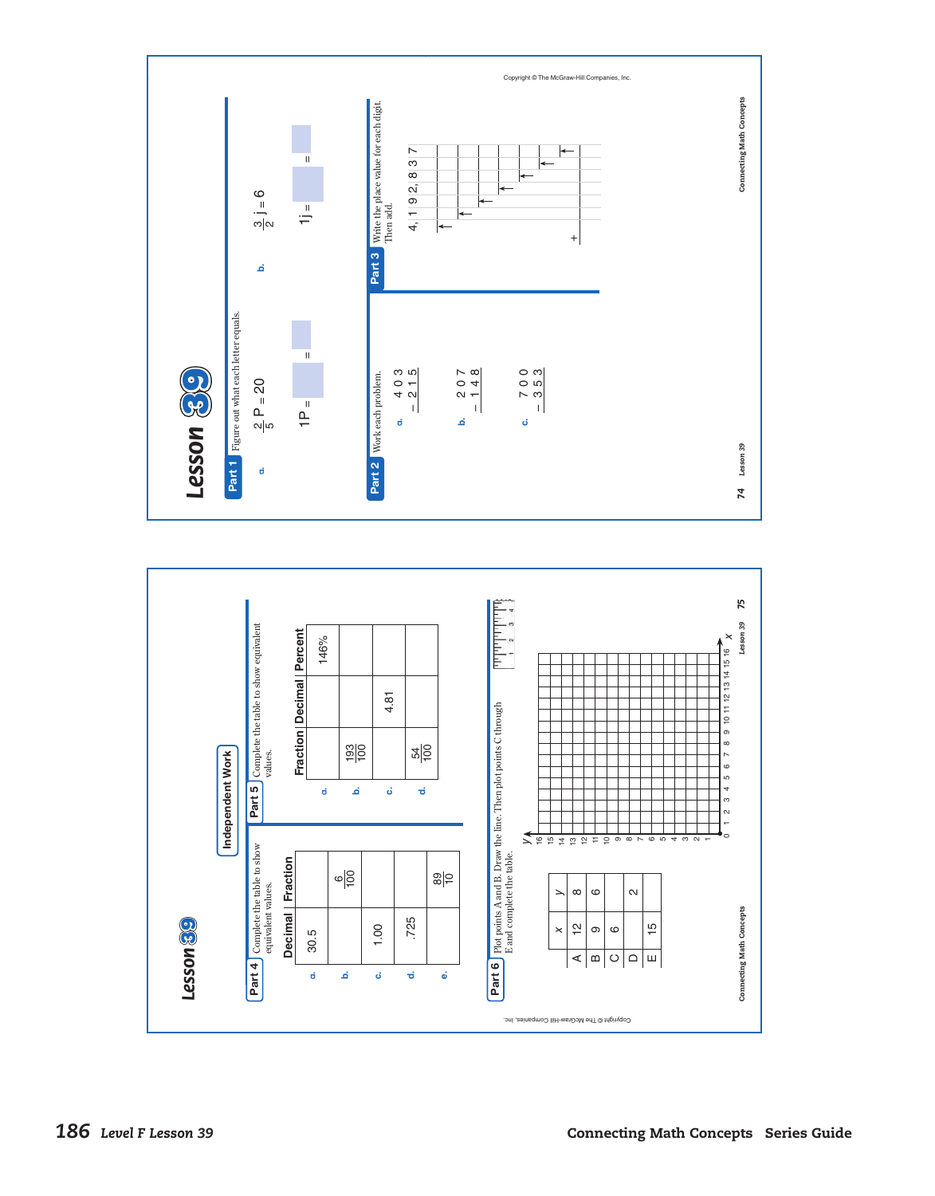# Lesson 39

## Part 1

Figure out what each letter equals.

a. $\frac{2}{5}P = 20$

$1P = \square = \square$

b. $\frac{3}{2}j = 6$

$1j = \square = \square$

## Part 2

Work each problem.

a.
$$\begin{array}{r} 403 \\ -\ 215 \\ \hline \end{array}$$

b.
$$\begin{array}{r} 207 \\ -\ 148 \\ \hline \end{array}$$

c.
$$\begin{array}{r} 700 \\ -\ 353 \\ \hline \end{array}$$

## Part 3

Write the place value for each digit. Then add.

4, 1 9 2, 8 3 7

+

Copyright © The McGraw-Hill Companies, Inc.

# Lesson 39

**Independent Work**

## Part 4

Complete the table to show equivalent values.

| | Decimal | Fraction |
|---|---|---|
| a. | 30.5 | |
| b. | | $\frac{6}{100}$ |
| c. | 1.00 | |
| d. | .725 | |
| e. | | $\frac{89}{10}$ |

## Part 5

Complete the table to show equivalent values.

| | Fraction | Decimal | Percent |
|---|---|---|---|
| a. | | | 146% |
| b. | $\frac{193}{100}$ | | |
| c. | | 4.81 | |
| d. | $\frac{54}{100}$ | | |

## Part 6

Plot points A and B. Draw the line. Then plot points C through E and complete the table.

| | x | y |
|---|---|---|
| A | 12 | 8 |
| B | 9 | 6 |
| C | 6 | |
| D | | 2 |
| E | 15 | |

Copyright © The McGraw-Hill Companies, Inc.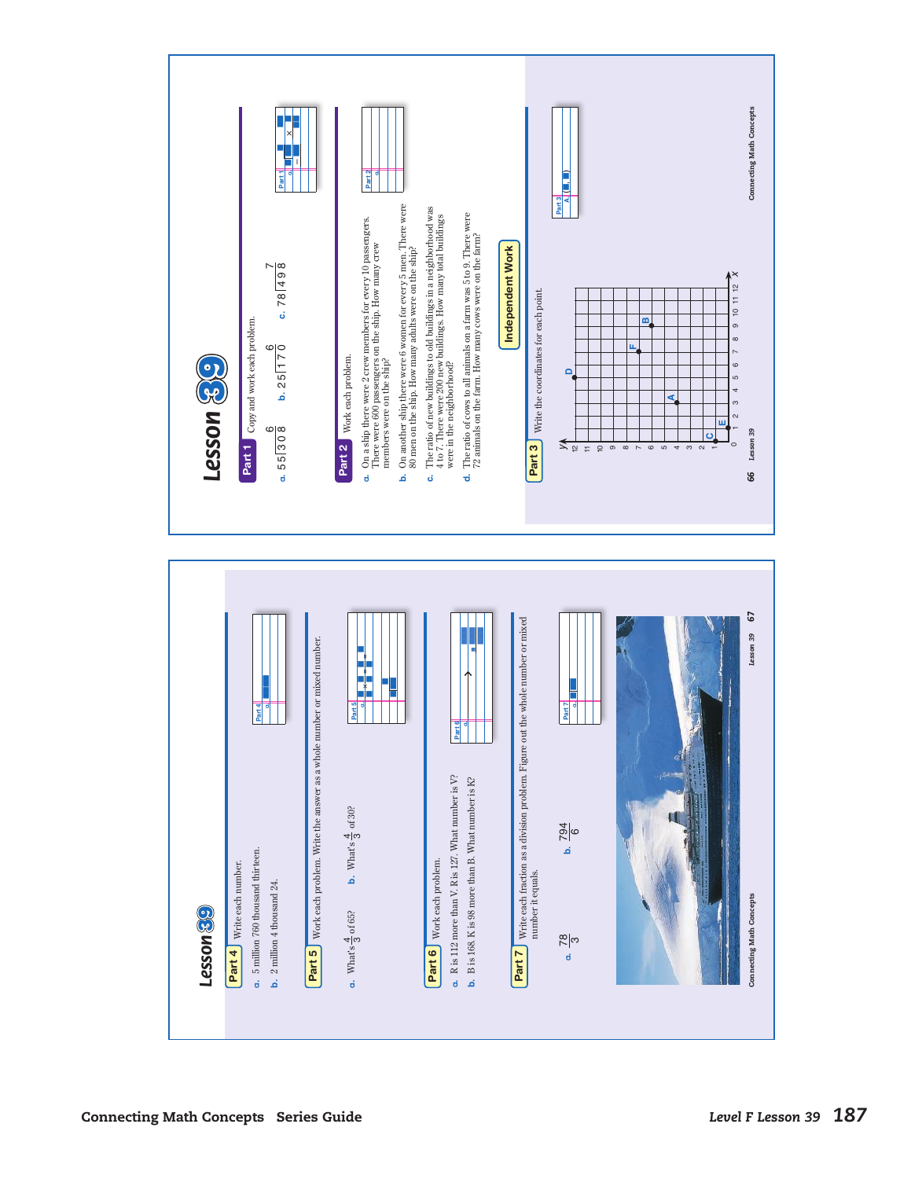# Lesson 39

**Part 1** Copy and work each problem.

a. $55\overline{)308}$ (quotient 6)

b. $25\overline{)170}$ (quotient 6)

c. $78\overline{)498}$ (quotient 7)

**Part 2** Work each problem.

a. On a ship there were 2 crew members for every 10 passengers. There were 600 passengers on the ship. How many crew members were on the ship?

b. On another ship there were 6 women for every 5 men. There were 80 men on the ship. How many adults were on the ship?

c. The ratio of new buildings to old buildings in a neighborhood was 4 to 7. There were 200 new buildings. How many total buildings were in the neighborhood?

d. The ratio of cows to all animals on a farm was 5 to 9. There were 72 animals on the farm. How many cows were on the farm?

**Independent Work**

**Part 3** Write the coordinates for each point.

y
12
11
10
9
8
7
6
5
4
3
2
1
0 1 2 3 4 5 6 7 8 9 10 11 12 x
D
F
B
A
C
E

Part 3
A (■, ■)

# Lesson 39

**Part 4** Write each number.

a. 5 million 760 thousand thirteen.

b. 2 million 4 thousand 24.

**Part 5** Work each problem. Write the answer as a whole number or mixed number.

a. What's $\frac{4}{3}$ of 65?

b. What's $\frac{4}{3}$ of 30?

**Part 6** Work each problem.

a. R is 112 more than V. R is 127. What number is V?

b. B is 168. K is 98 more than B. What number is K?

**Part 7** Write each fraction as a division problem. Figure out the whole number or mixed number it equals.

a. $\frac{78}{3}$

b. $\frac{794}{6}$